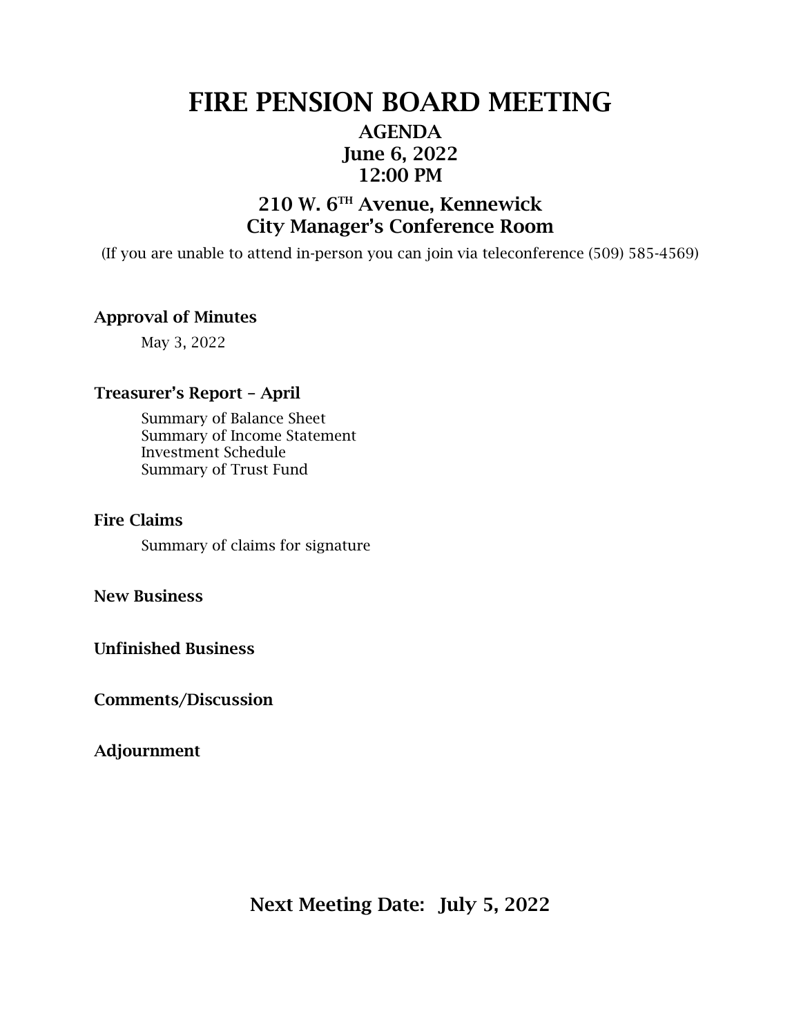# FIRE PENSION BOARD MEETING

## AGENDA
## June 6, 2022
## 12:00 PM

## 210 W. 6TH Avenue, Kennewick
## City Manager's Conference Room

(If you are unable to attend in-person you can join via teleconference (509) 585-4569)

**Approval of Minutes**

May 3, 2022

**Treasurer's Report – April**

Summary of Balance Sheet
Summary of Income Statement
Investment Schedule
Summary of Trust Fund

**Fire Claims**

Summary of claims for signature

**New Business**

**Unfinished Business**

**Comments/Discussion**

**Adjournment**

**Next Meeting Date: July 5, 2022**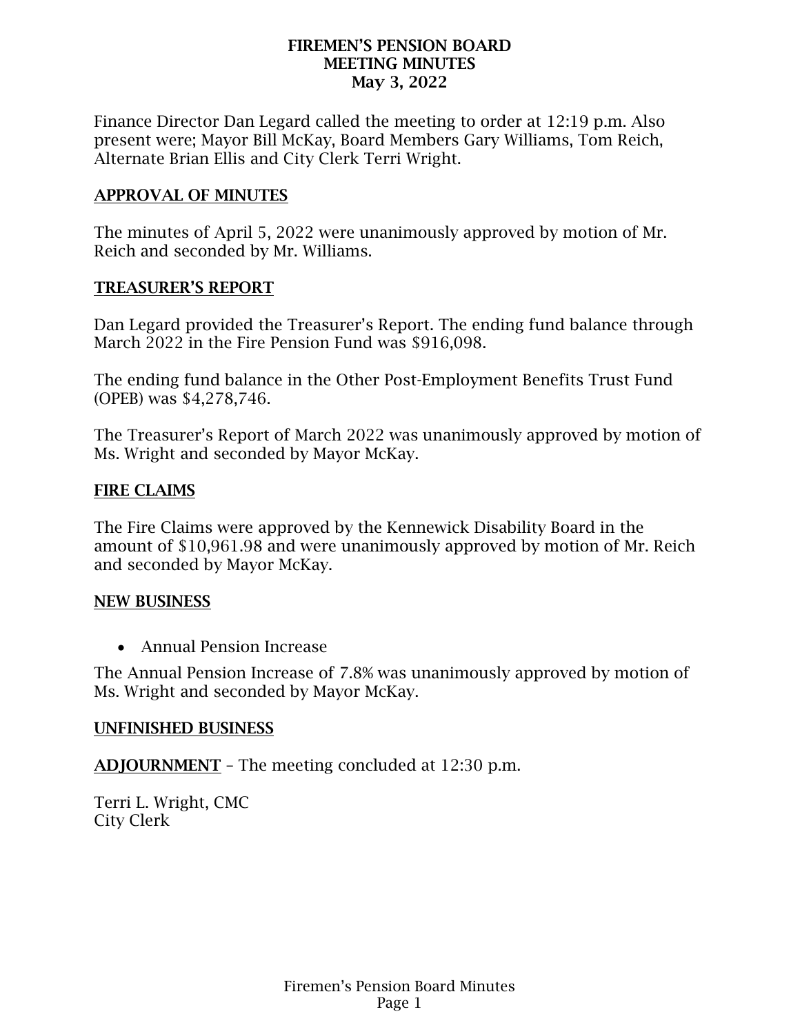# FIREMEN'S PENSION BOARD
## MEETING MINUTES
### May 3, 2022

Finance Director Dan Legard called the meeting to order at 12:19 p.m. Also present were; Mayor Bill McKay, Board Members Gary Williams, Tom Reich, Alternate Brian Ellis and City Clerk Terri Wright.

## APPROVAL OF MINUTES

The minutes of April 5, 2022 were unanimously approved by motion of Mr. Reich and seconded by Mr. Williams.

## TREASURER'S REPORT

Dan Legard provided the Treasurer's Report. The ending fund balance through March 2022 in the Fire Pension Fund was $916,098.

The ending fund balance in the Other Post-Employment Benefits Trust Fund (OPEB) was $4,278,746.

The Treasurer's Report of March 2022 was unanimously approved by motion of Ms. Wright and seconded by Mayor McKay.

## FIRE CLAIMS

The Fire Claims were approved by the Kennewick Disability Board in the amount of $10,961.98 and were unanimously approved by motion of Mr. Reich and seconded by Mayor McKay.

## NEW BUSINESS

- Annual Pension Increase

The Annual Pension Increase of 7.8% was unanimously approved by motion of Ms. Wright and seconded by Mayor McKay.

## UNFINISHED BUSINESS

**ADJOURNMENT** – The meeting concluded at 12:30 p.m.

Terri L. Wright, CMC
City Clerk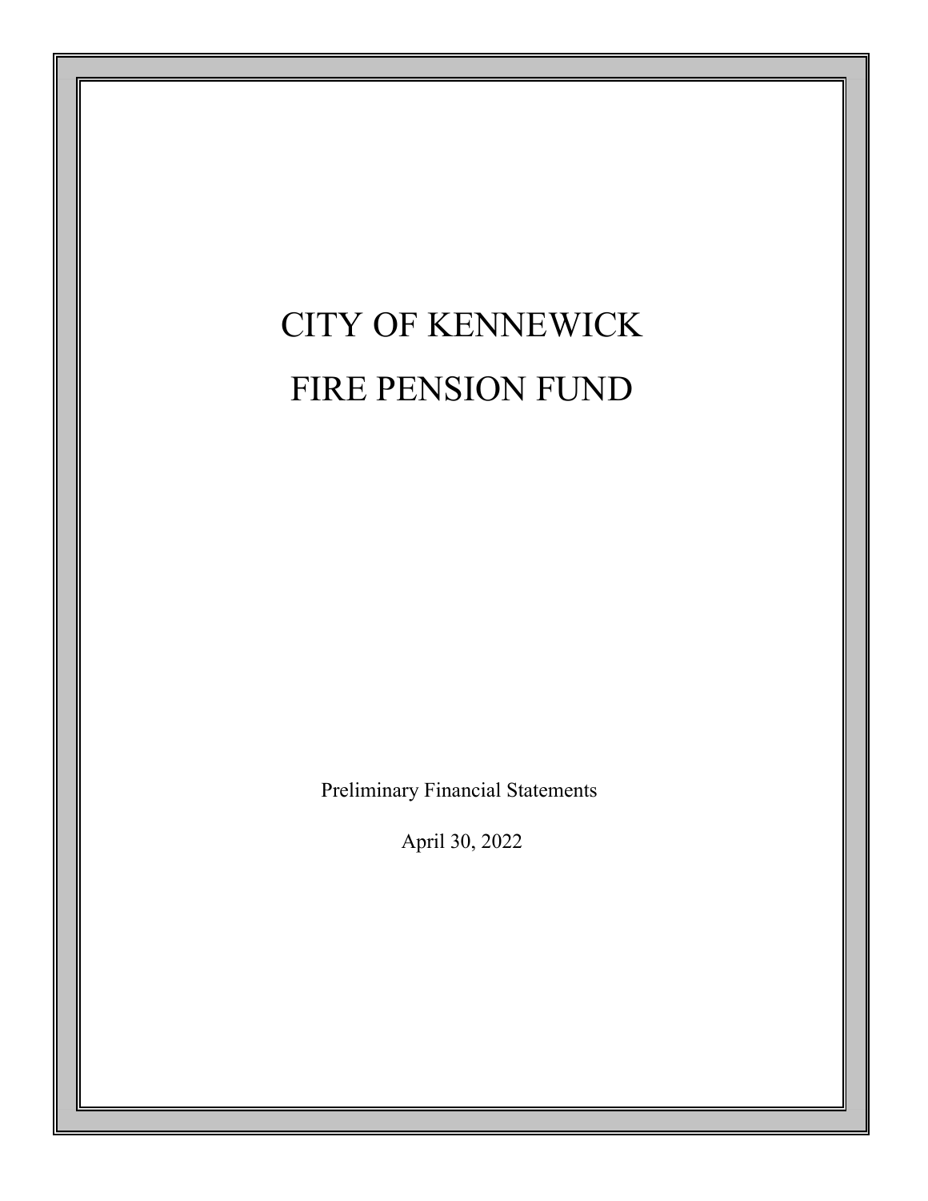# CITY OF KENNEWICK

# FIRE PENSION FUND

Preliminary Financial Statements

April 30, 2022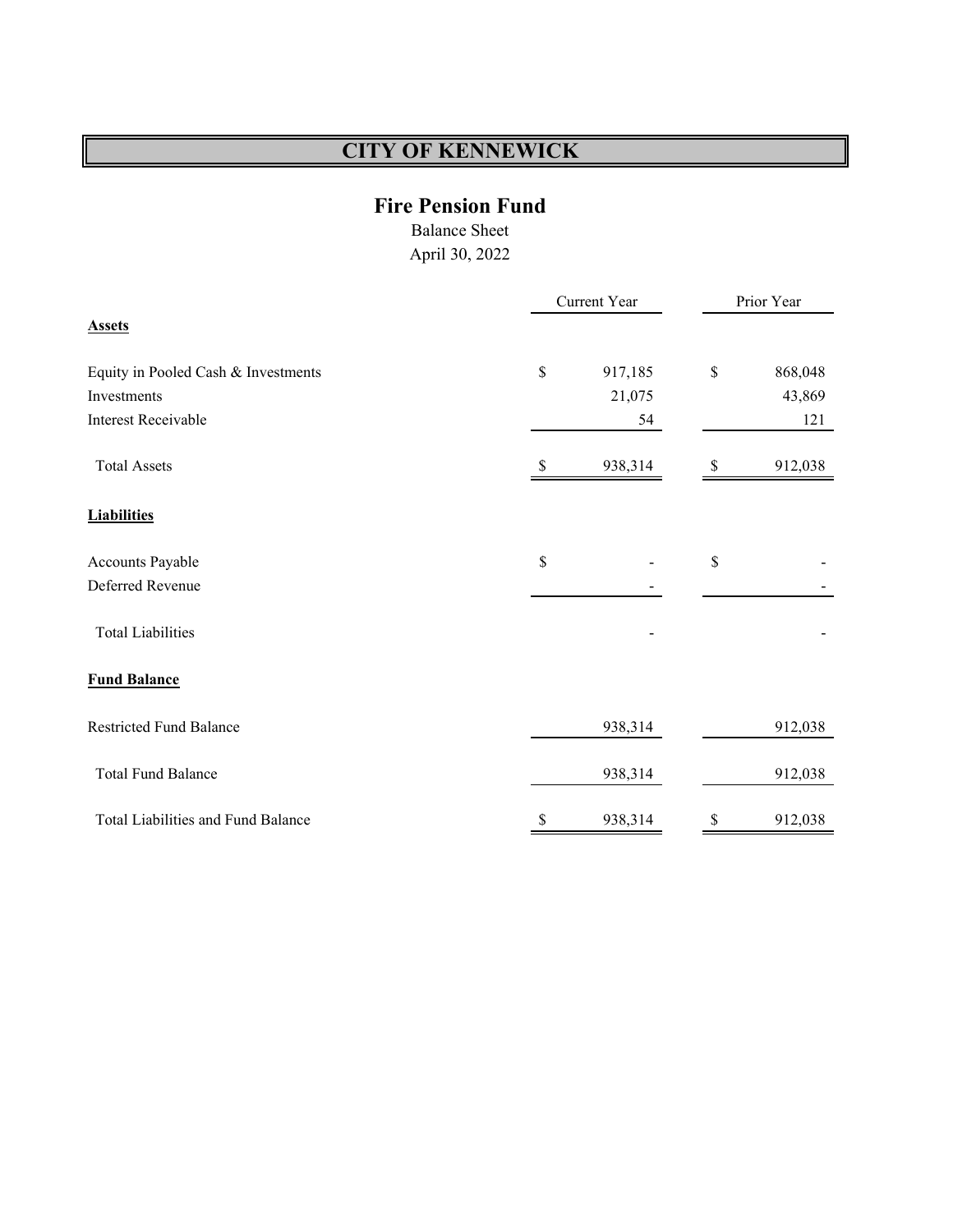# CITY OF KENNEWICK

## Fire Pension Fund

Balance Sheet
April 30, 2022

| | Current Year | Prior Year |
|---|---|---|
| **Assets** | | |
| Equity in Pooled Cash & Investments | $ 917,185 | $ 868,048 |
| Investments | 21,075 | 43,869 |
| Interest Receivable | 54 | 121 |
| Total Assets | $ 938,314 | $ 912,038 |
| **Liabilities** | | |
| Accounts Payable | $ - | $ - |
| Deferred Revenue | - | - |
| Total Liabilities | - | - |
| **Fund Balance** | | |
| Restricted Fund Balance | 938,314 | 912,038 |
| Total Fund Balance | 938,314 | 912,038 |
| Total Liabilities and Fund Balance | $ 938,314 | $ 912,038 |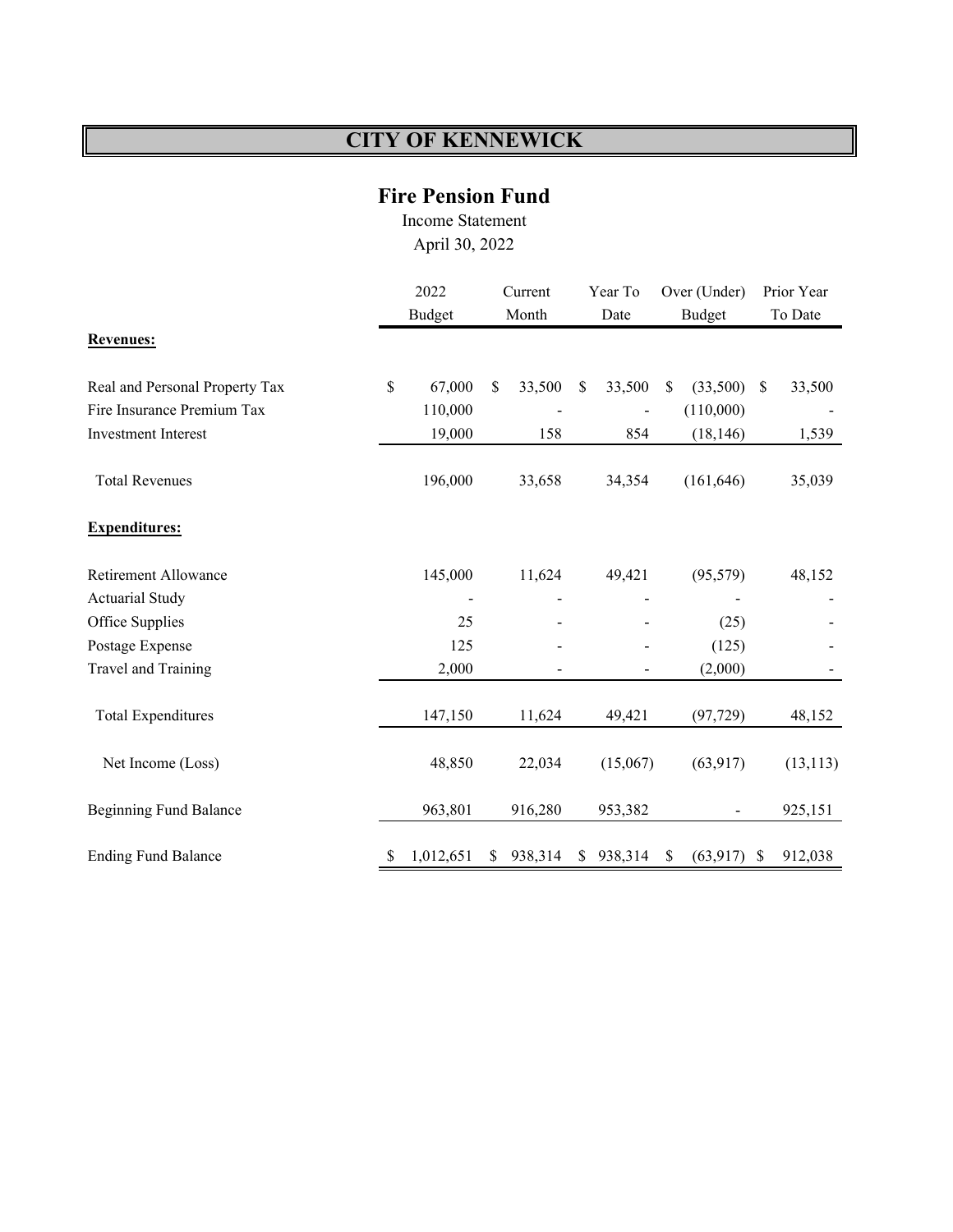# CITY OF KENNEWICK

## Fire Pension Fund

Income Statement

April 30, 2022

| | 2022 Budget | Current Month | Year To Date | Over (Under) Budget | Prior Year To Date |
|---|---|---|---|---|---|
| **Revenues:** | | | | | |
| Real and Personal Property Tax | $ 67,000 | $ 33,500 | $ 33,500 | $ (33,500) | $ 33,500 |
| Fire Insurance Premium Tax | 110,000 | - | - | (110,000) | - |
| Investment Interest | 19,000 | 158 | 854 | (18,146) | 1,539 |
| Total Revenues | 196,000 | 33,658 | 34,354 | (161,646) | 35,039 |
| **Expenditures:** | | | | | |
| Retirement Allowance | 145,000 | 11,624 | 49,421 | (95,579) | 48,152 |
| Actuarial Study | - | - | - | - | - |
| Office Supplies | 25 | - | - | (25) | - |
| Postage Expense | 125 | - | - | (125) | - |
| Travel and Training | 2,000 | - | - | (2,000) | - |
| Total Expenditures | 147,150 | 11,624 | 49,421 | (97,729) | 48,152 |
| Net Income (Loss) | 48,850 | 22,034 | (15,067) | (63,917) | (13,113) |
| Beginning Fund Balance | 963,801 | 916,280 | 953,382 | - | 925,151 |
| Ending Fund Balance | $ 1,012,651 | $ 938,314 | $ 938,314 | $ (63,917) | $ 912,038 |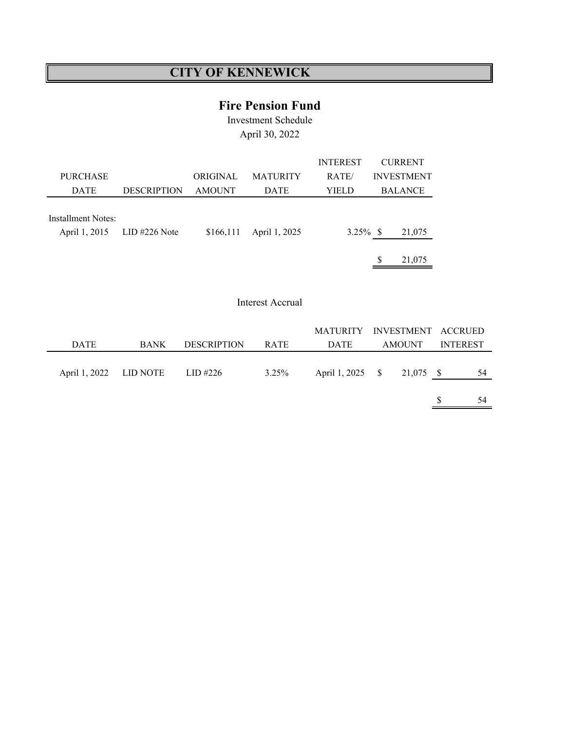# CITY OF KENNEWICK

## Fire Pension Fund

Investment Schedule

April 30, 2022

| PURCHASE DATE | DESCRIPTION | ORIGINAL AMOUNT | MATURITY DATE | INTEREST RATE/ YIELD | CURRENT INVESTMENT BALANCE |
|---|---|---|---|---|---|
| Installment Notes: | | | | | |
| April 1, 2015 | LID #226 Note | $166,111 | April 1, 2025 | 3.25% | $ 21,075 |
| | | | | | $ 21,075 |

Interest Accrual

| DATE | BANK | DESCRIPTION | RATE | MATURITY DATE | INVESTMENT AMOUNT | ACCRUED INTEREST |
|---|---|---|---|---|---|---|
| April 1, 2022 | LID NOTE | LID #226 | 3.25% | April 1, 2025 | $ 21,075 | $ 54 |
| | | | | | | $ 54 |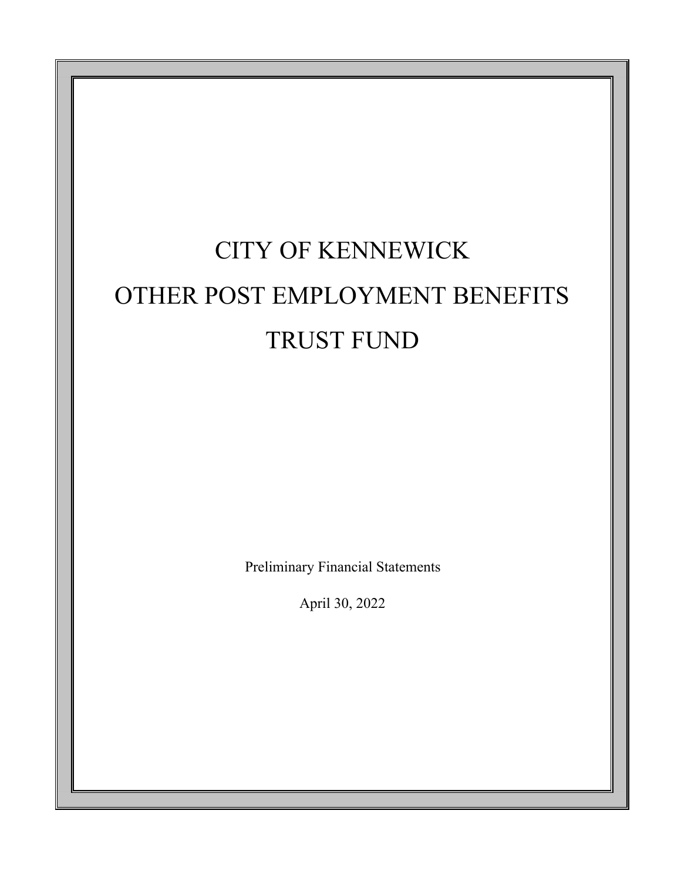# CITY OF KENNEWICK

# OTHER POST EMPLOYMENT BENEFITS

# TRUST FUND

Preliminary Financial Statements

April 30, 2022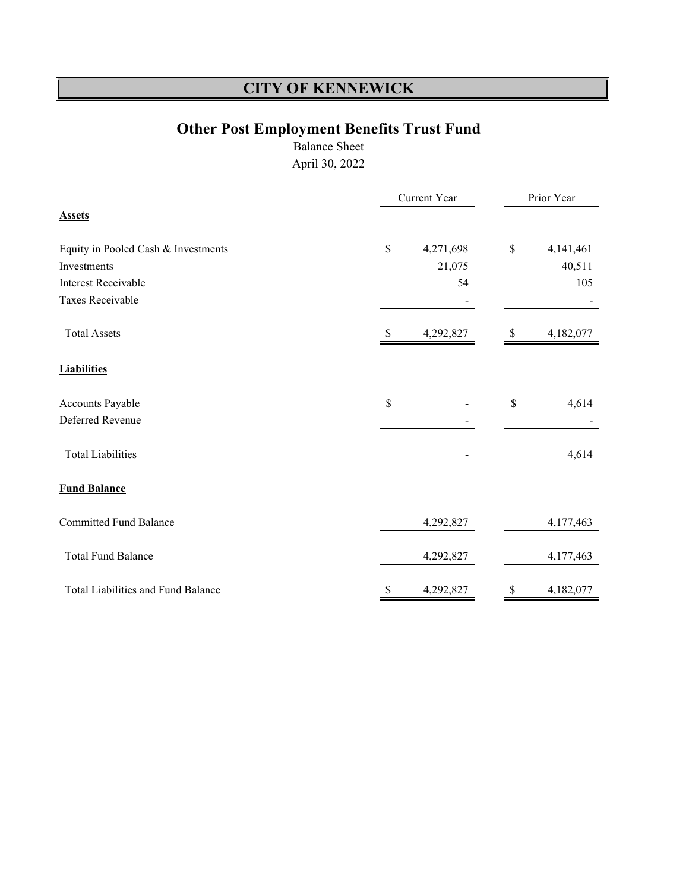# CITY OF KENNEWICK

## Other Post Employment Benefits Trust Fund

Balance Sheet

April 30, 2022

| | Current Year | Prior Year |
|---|---|---|
| **Assets** | | |
| Equity in Pooled Cash & Investments | $ 4,271,698 | $ 4,141,461 |
| Investments | 21,075 | 40,511 |
| Interest Receivable | 54 | 105 |
| Taxes Receivable | - | - |
| Total Assets | $ 4,292,827 | $ 4,182,077 |
| **Liabilities** | | |
| Accounts Payable | $ - | $ 4,614 |
| Deferred Revenue | - | - |
| Total Liabilities | - | 4,614 |
| **Fund Balance** | | |
| Committed Fund Balance | 4,292,827 | 4,177,463 |
| Total Fund Balance | 4,292,827 | 4,177,463 |
| Total Liabilities and Fund Balance | $ 4,292,827 | $ 4,182,077 |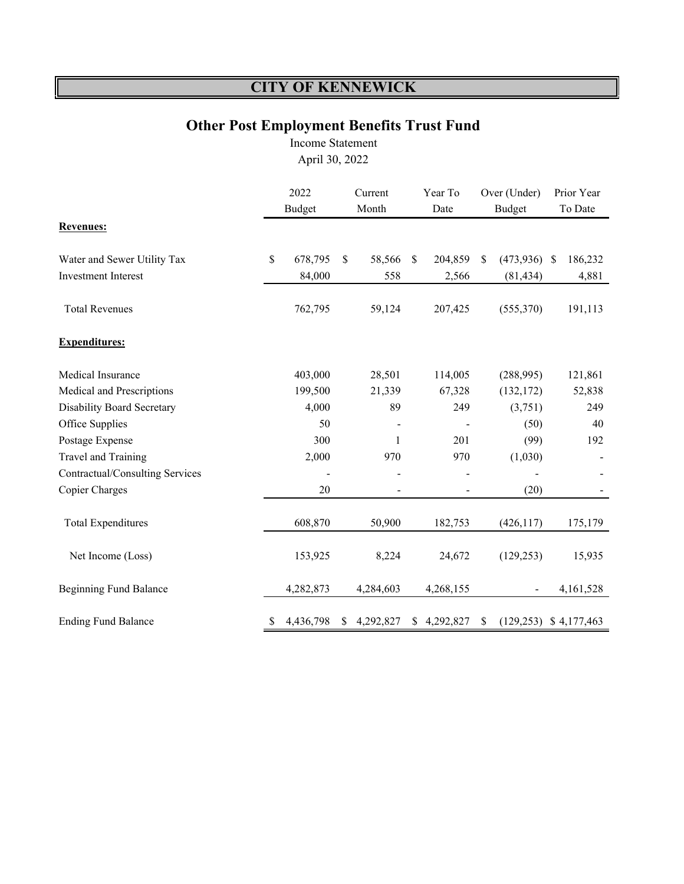# CITY OF KENNEWICK

## Other Post Employment Benefits Trust Fund

Income Statement

April 30, 2022

| | 2022 Budget | Current Month | Year To Date | Over (Under) Budget | Prior Year To Date |
|---|---|---|---|---|---|
| **Revenues:** | | | | | |
| Water and Sewer Utility Tax | $ 678,795 | $ 58,566 | $ 204,859 | $ (473,936) | $ 186,232 |
| Investment Interest | 84,000 | 558 | 2,566 | (81,434) | 4,881 |
| Total Revenues | 762,795 | 59,124 | 207,425 | (555,370) | 191,113 |
| **Expenditures:** | | | | | |
| Medical Insurance | 403,000 | 28,501 | 114,005 | (288,995) | 121,861 |
| Medical and Prescriptions | 199,500 | 21,339 | 67,328 | (132,172) | 52,838 |
| Disability Board Secretary | 4,000 | 89 | 249 | (3,751) | 249 |
| Office Supplies | 50 | - | - | (50) | 40 |
| Postage Expense | 300 | 1 | 201 | (99) | 192 |
| Travel and Training | 2,000 | 970 | 970 | (1,030) | - |
| Contractual/Consulting Services | - | - | - | - | - |
| Copier Charges | 20 | - | - | (20) | - |
| Total Expenditures | 608,870 | 50,900 | 182,753 | (426,117) | 175,179 |
| Net Income (Loss) | 153,925 | 8,224 | 24,672 | (129,253) | 15,935 |
| Beginning Fund Balance | 4,282,873 | 4,284,603 | 4,268,155 | - | 4,161,528 |
| Ending Fund Balance | $ 4,436,798 | $ 4,292,827 | $ 4,292,827 | $ (129,253) | $ 4,177,463 |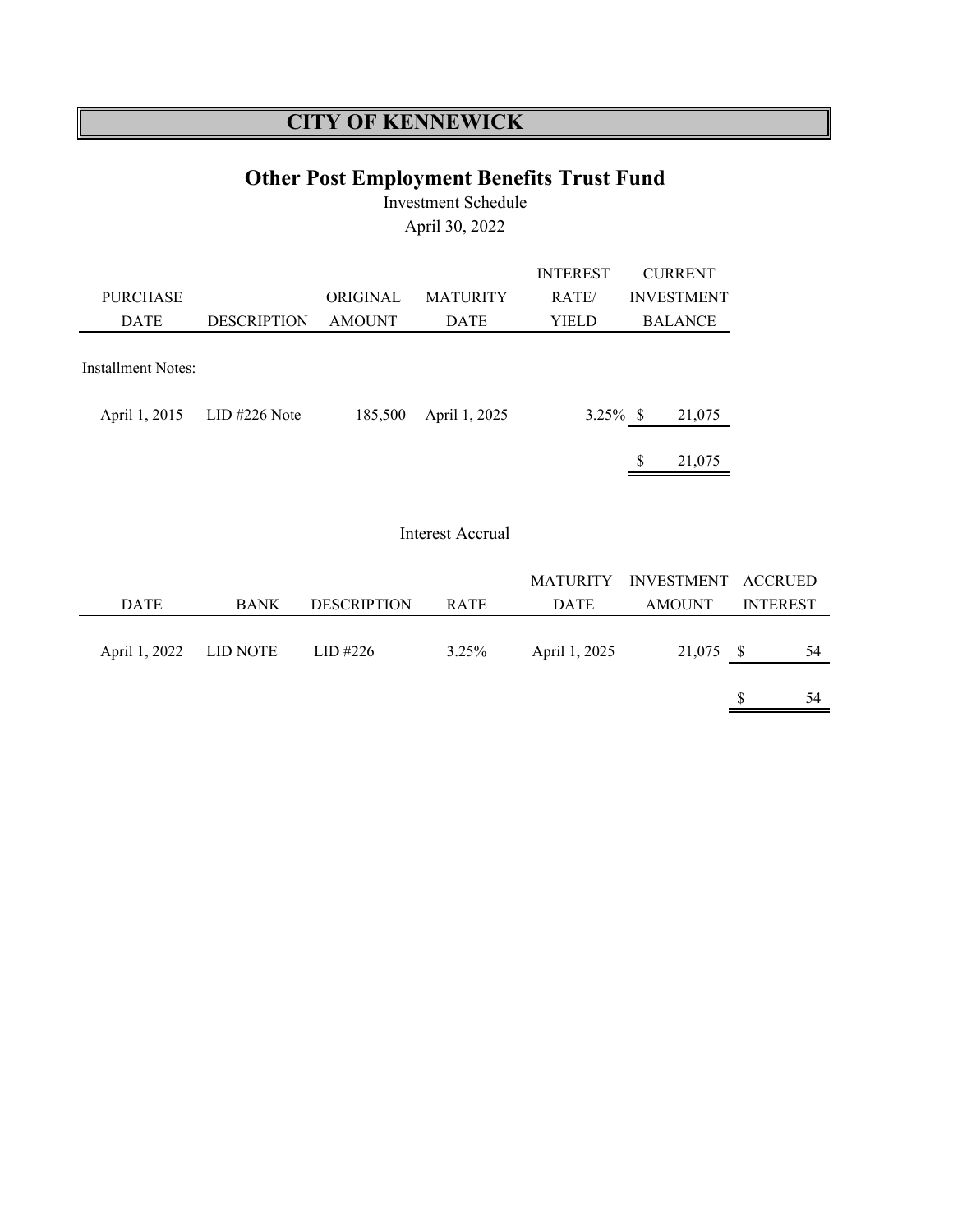# CITY OF KENNEWICK

## Other Post Employment Benefits Trust Fund

Investment Schedule

April 30, 2022

| PURCHASE DATE | DESCRIPTION | ORIGINAL AMOUNT | MATURITY DATE | INTEREST RATE/ YIELD | CURRENT INVESTMENT BALANCE |
|---|---|---|---|---|---|
| Installment Notes: | | | | | |
| April 1, 2015 | LID #226 Note | 185,500 | April 1, 2025 | 3.25% | $ 21,075 |
| | | | | | $ 21,075 |

Interest Accrual

| DATE | BANK | DESCRIPTION | RATE | MATURITY DATE | INVESTMENT AMOUNT | ACCRUED INTEREST |
|---|---|---|---|---|---|---|
| April 1, 2022 | LID NOTE | LID #226 | 3.25% | April 1, 2025 | 21,075 | $ 54 |
| | | | | | | $ 54 |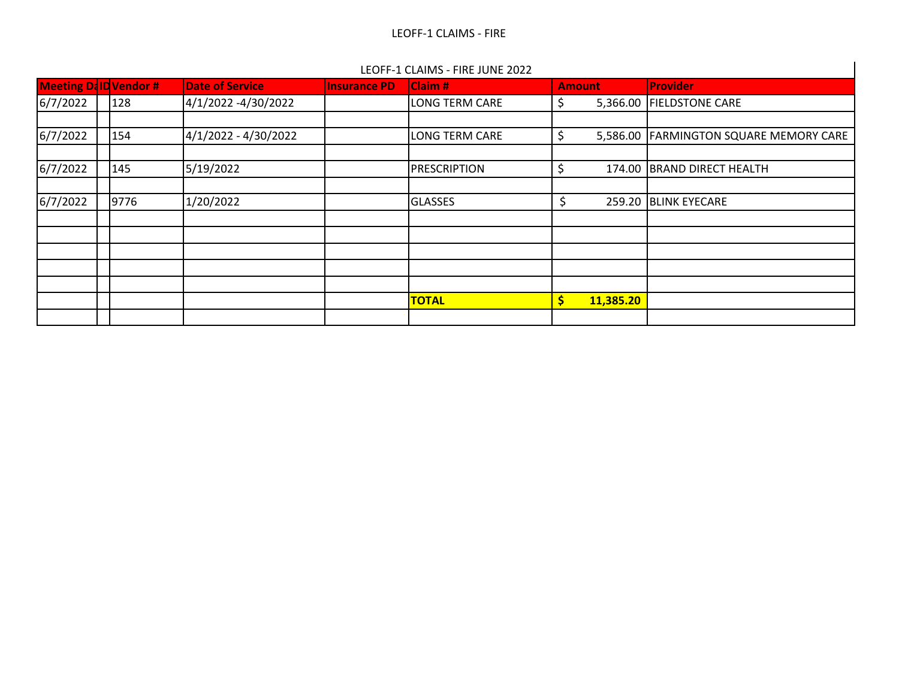LEOFF-1 CLAIMS - FIRE

LEOFF-1 CLAIMS - FIRE JUNE 2022

| Meeting Da | ID | Vendor # | Date of Service | Insurance PD | Claim # | Amount | Provider |
|---|---|---|---|---|---|---|---|
| 6/7/2022 | | 128 | 4/1/2022 -4/30/2022 | | LONG TERM CARE | $ 5,366.00 | FIELDSTONE CARE |
| | | | | | | | |
| 6/7/2022 | | 154 | 4/1/2022 - 4/30/2022 | | LONG TERM CARE | $ 5,586.00 | FARMINGTON SQUARE MEMORY CARE |
| | | | | | | | |
| 6/7/2022 | | 145 | 5/19/2022 | | PRESCRIPTION | $ 174.00 | BRAND DIRECT HEALTH |
| | | | | | | | |
| 6/7/2022 | | 9776 | 1/20/2022 | | GLASSES | $ 259.20 | BLINK EYECARE |
| | | | | | | | |
| | | | | | | | |
| | | | | | | | |
| | | | | | | | |
| | | | | | | | |
| | | | | | **TOTAL** | **$ 11,385.20** | |
| | | | | | | | |